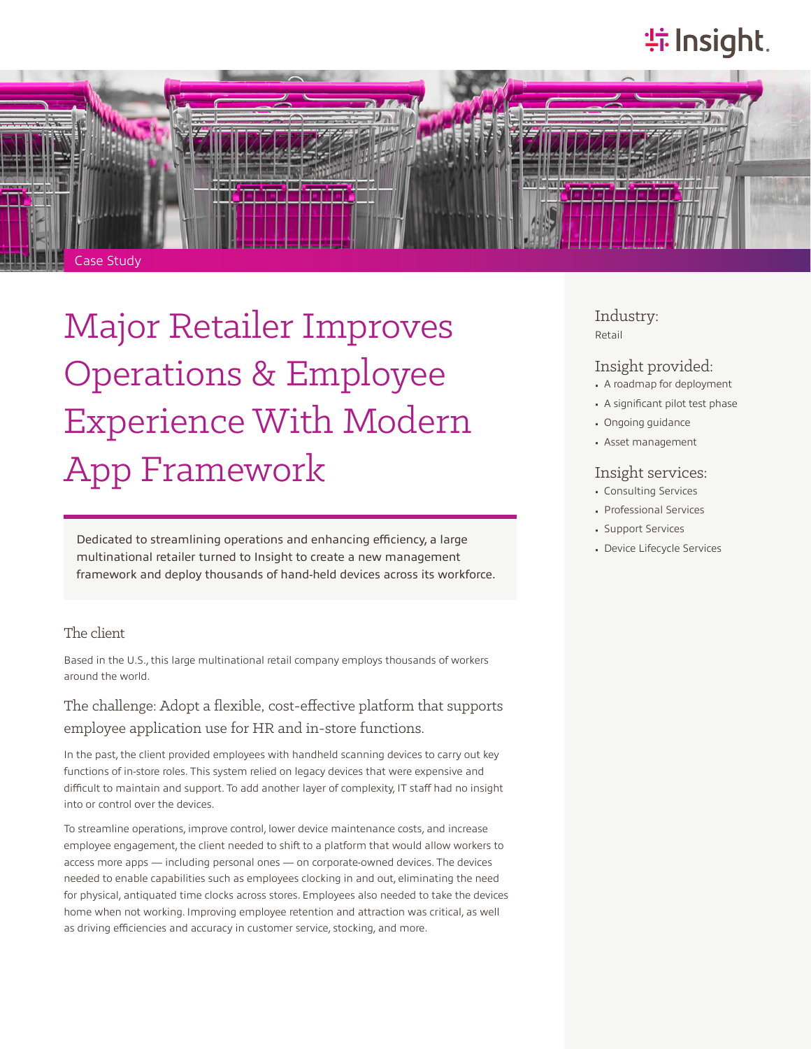Case Study

# Major Retailer Improves Operations & Employee Experience With Modern App Framework

Dedicated to streamlining operations and enhancing efficiency, a large multinational retailer turned to Insight to create a new management framework and deploy thousands of hand-held devices across its workforce.

## The client

Based in the U.S., this large multinational retail company employs thousands of workers around the world.

## The challenge: Adopt a flexible, cost-effective platform that supports employee application use for HR and in-store functions.

In the past, the client provided employees with handheld scanning devices to carry out key functions of in-store roles. This system relied on legacy devices that were expensive and difficult to maintain and support. To add another layer of complexity, IT staff had no insight into or control over the devices.

To streamline operations, improve control, lower device maintenance costs, and increase employee engagement, the client needed to shift to a platform that would allow workers to access more apps — including personal ones — on corporate-owned devices. The devices needed to enable capabilities such as employees clocking in and out, eliminating the need for physical, antiquated time clocks across stores. Employees also needed to take the devices home when not working. Improving employee retention and attraction was critical, as well as driving efficiencies and accuracy in customer service, stocking, and more.

### Industry:

Retail

### Insight provided:

- A roadmap for deployment
- A significant pilot test phase
- Ongoing guidance
- Asset management

### Insight services:

- Consulting Services
- Professional Services
- Support Services
- Device Lifecycle Services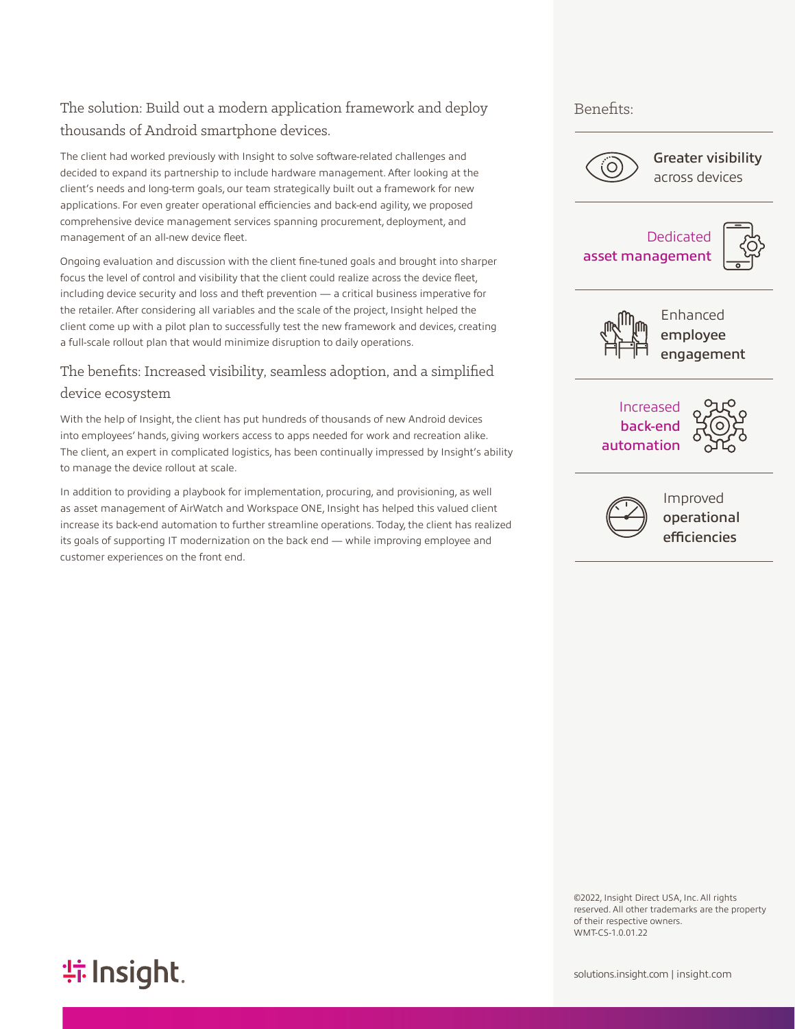## The solution: Build out a modern application framework and deploy thousands of Android smartphone devices.

The client had worked previously with Insight to solve software-related challenges and decided to expand its partnership to include hardware management. After looking at the client's needs and long-term goals, our team strategically built out a framework for new applications. For even greater operational efficiencies and back-end agility, we proposed comprehensive device management services spanning procurement, deployment, and management of an all-new device fleet.

Ongoing evaluation and discussion with the client fine-tuned goals and brought into sharper focus the level of control and visibility that the client could realize across the device fleet, including device security and loss and theft prevention — a critical business imperative for the retailer. After considering all variables and the scale of the project, Insight helped the client come up with a pilot plan to successfully test the new framework and devices, creating a full-scale rollout plan that would minimize disruption to daily operations.

## The benefits: Increased visibility, seamless adoption, and a simplified device ecosystem

With the help of Insight, the client has put hundreds of thousands of new Android devices into employees' hands, giving workers access to apps needed for work and recreation alike. The client, an expert in complicated logistics, has been continually impressed by Insight's ability to manage the device rollout at scale.

In addition to providing a playbook for implementation, procuring, and provisioning, as well as asset management of AirWatch and Workspace ONE, Insight has helped this valued client increase its back-end automation to further streamline operations. Today, the client has realized its goals of supporting IT modernization on the back end — while improving employee and customer experiences on the front end.

## Benefits:

- **Greater visibility** across devices
- Dedicated **asset management**
- Enhanced **employee engagement**
- Increased **back-end automation**
- Improved **operational efficiencies**

©2022, Insight Direct USA, Inc. All rights reserved. All other trademarks are the property of their respective owners.
WMT-CS-1.0.01.22

Insight.

solutions.insight.com | insight.com